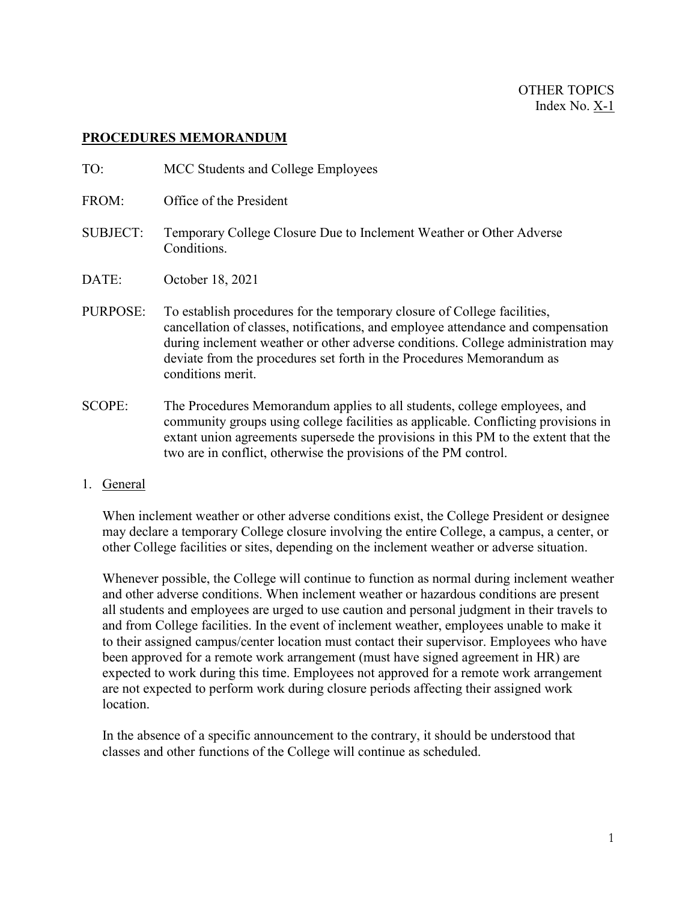OTHER TOPICS
Index No. X-1

## PROCEDURES MEMORANDUM

TO: MCC Students and College Employees

FROM: Office of the President

SUBJECT: Temporary College Closure Due to Inclement Weather or Other Adverse Conditions.

DATE: October 18, 2021

PURPOSE: To establish procedures for the temporary closure of College facilities, cancellation of classes, notifications, and employee attendance and compensation during inclement weather or other adverse conditions. College administration may deviate from the procedures set forth in the Procedures Memorandum as conditions merit.

SCOPE: The Procedures Memorandum applies to all students, college employees, and community groups using college facilities as applicable. Conflicting provisions in extant union agreements supersede the provisions in this PM to the extent that the two are in conflict, otherwise the provisions of the PM control.

1. General

   When inclement weather or other adverse conditions exist, the College President or designee may declare a temporary College closure involving the entire College, a campus, a center, or other College facilities or sites, depending on the inclement weather or adverse situation.

   Whenever possible, the College will continue to function as normal during inclement weather and other adverse conditions. When inclement weather or hazardous conditions are present all students and employees are urged to use caution and personal judgment in their travels to and from College facilities. In the event of inclement weather, employees unable to make it to their assigned campus/center location must contact their supervisor. Employees who have been approved for a remote work arrangement (must have signed agreement in HR) are expected to work during this time. Employees not approved for a remote work arrangement are not expected to perform work during closure periods affecting their assigned work location.

   In the absence of a specific announcement to the contrary, it should be understood that classes and other functions of the College will continue as scheduled.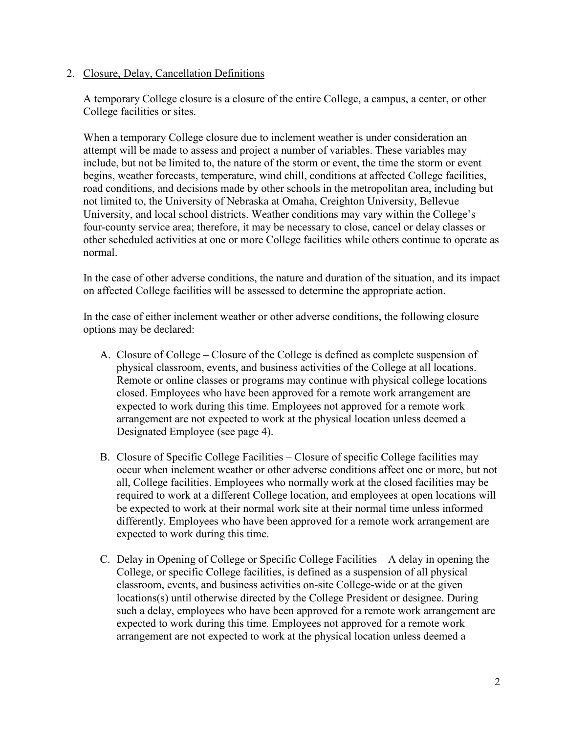2. Closure, Delay, Cancellation Definitions

A temporary College closure is a closure of the entire College, a campus, a center, or other College facilities or sites.

When a temporary College closure due to inclement weather is under consideration an attempt will be made to assess and project a number of variables. These variables may include, but not be limited to, the nature of the storm or event, the time the storm or event begins, weather forecasts, temperature, wind chill, conditions at affected College facilities, road conditions, and decisions made by other schools in the metropolitan area, including but not limited to, the University of Nebraska at Omaha, Creighton University, Bellevue University, and local school districts. Weather conditions may vary within the College's four-county service area; therefore, it may be necessary to close, cancel or delay classes or other scheduled activities at one or more College facilities while others continue to operate as normal.

In the case of other adverse conditions, the nature and duration of the situation, and its impact on affected College facilities will be assessed to determine the appropriate action.

In the case of either inclement weather or other adverse conditions, the following closure options may be declared:

A. Closure of College – Closure of the College is defined as complete suspension of physical classroom, events, and business activities of the College at all locations. Remote or online classes or programs may continue with physical college locations closed. Employees who have been approved for a remote work arrangement are expected to work during this time. Employees not approved for a remote work arrangement are not expected to work at the physical location unless deemed a Designated Employee (see page 4).

B. Closure of Specific College Facilities – Closure of specific College facilities may occur when inclement weather or other adverse conditions affect one or more, but not all, College facilities. Employees who normally work at the closed facilities may be required to work at a different College location, and employees at open locations will be expected to work at their normal work site at their normal time unless informed differently. Employees who have been approved for a remote work arrangement are expected to work during this time.

C. Delay in Opening of College or Specific College Facilities – A delay in opening the College, or specific College facilities, is defined as a suspension of all physical classroom, events, and business activities on-site College-wide or at the given locations(s) until otherwise directed by the College President or designee. During such a delay, employees who have been approved for a remote work arrangement are expected to work during this time. Employees not approved for a remote work arrangement are not expected to work at the physical location unless deemed a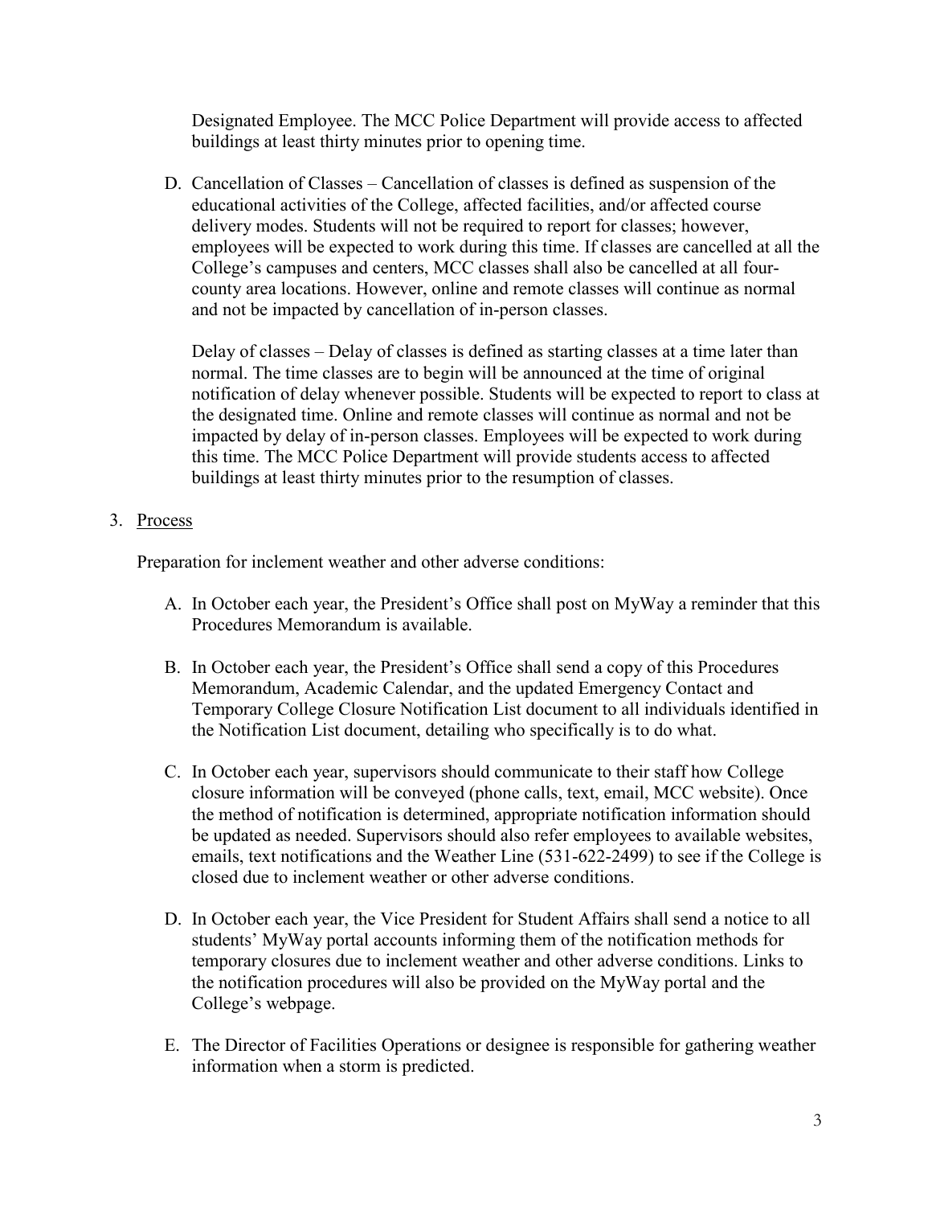Designated Employee. The MCC Police Department will provide access to affected buildings at least thirty minutes prior to opening time.

D. Cancellation of Classes – Cancellation of classes is defined as suspension of the educational activities of the College, affected facilities, and/or affected course delivery modes. Students will not be required to report for classes; however, employees will be expected to work during this time. If classes are cancelled at all the College's campuses and centers, MCC classes shall also be cancelled at all four-county area locations. However, online and remote classes will continue as normal and not be impacted by cancellation of in-person classes.

   Delay of classes – Delay of classes is defined as starting classes at a time later than normal. The time classes are to begin will be announced at the time of original notification of delay whenever possible. Students will be expected to report to class at the designated time. Online and remote classes will continue as normal and not be impacted by delay of in-person classes. Employees will be expected to work during this time. The MCC Police Department will provide students access to affected buildings at least thirty minutes prior to the resumption of classes.

3. Process

Preparation for inclement weather and other adverse conditions:

A. In October each year, the President's Office shall post on MyWay a reminder that this Procedures Memorandum is available.

B. In October each year, the President's Office shall send a copy of this Procedures Memorandum, Academic Calendar, and the updated Emergency Contact and Temporary College Closure Notification List document to all individuals identified in the Notification List document, detailing who specifically is to do what.

C. In October each year, supervisors should communicate to their staff how College closure information will be conveyed (phone calls, text, email, MCC website). Once the method of notification is determined, appropriate notification information should be updated as needed. Supervisors should also refer employees to available websites, emails, text notifications and the Weather Line (531-622-2499) to see if the College is closed due to inclement weather or other adverse conditions.

D. In October each year, the Vice President for Student Affairs shall send a notice to all students' MyWay portal accounts informing them of the notification methods for temporary closures due to inclement weather and other adverse conditions. Links to the notification procedures will also be provided on the MyWay portal and the College's webpage.

E. The Director of Facilities Operations or designee is responsible for gathering weather information when a storm is predicted.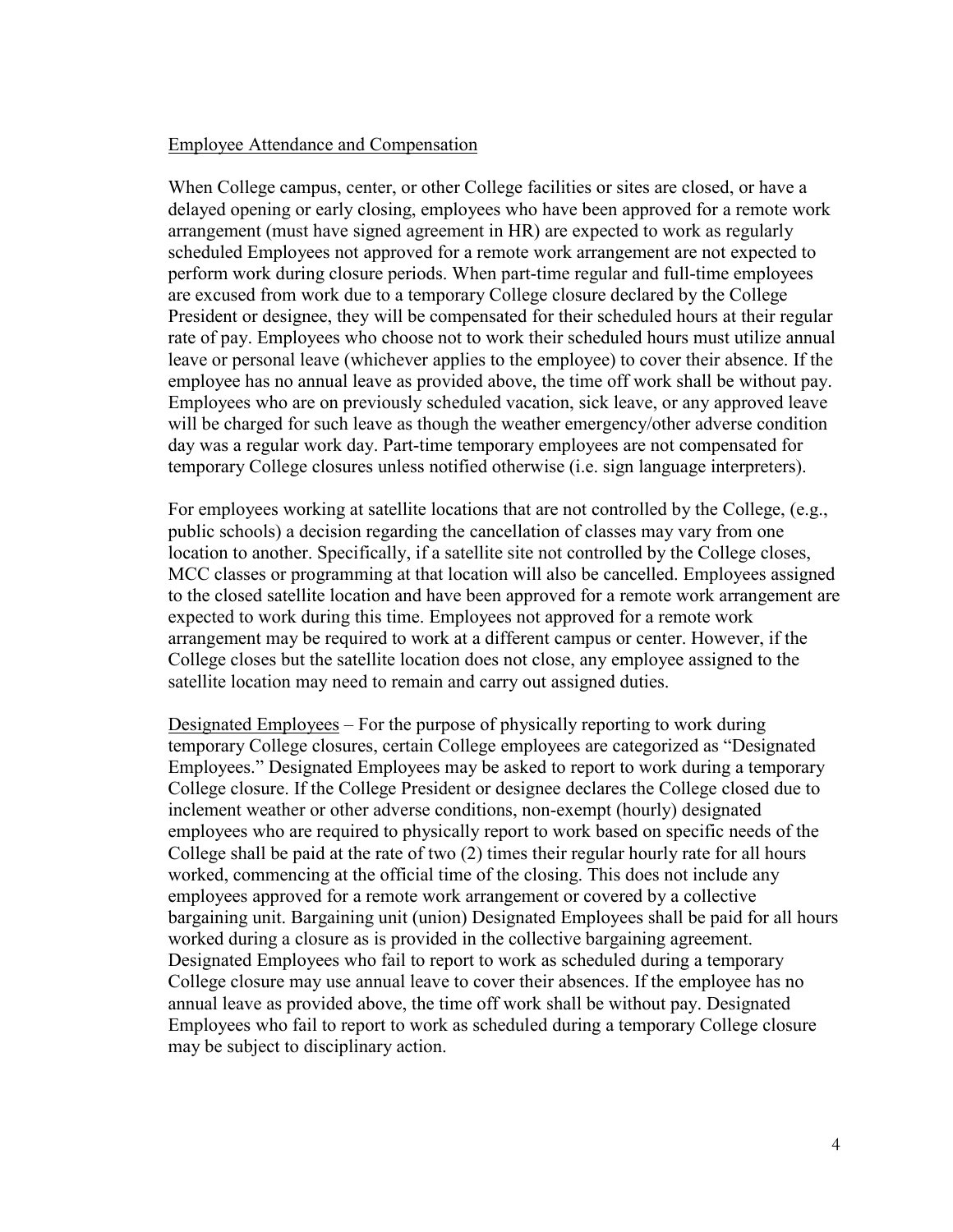Employee Attendance and Compensation

When College campus, center, or other College facilities or sites are closed, or have a delayed opening or early closing, employees who have been approved for a remote work arrangement (must have signed agreement in HR) are expected to work as regularly scheduled Employees not approved for a remote work arrangement are not expected to perform work during closure periods. When part-time regular and full-time employees are excused from work due to a temporary College closure declared by the College President or designee, they will be compensated for their scheduled hours at their regular rate of pay. Employees who choose not to work their scheduled hours must utilize annual leave or personal leave (whichever applies to the employee) to cover their absence. If the employee has no annual leave as provided above, the time off work shall be without pay. Employees who are on previously scheduled vacation, sick leave, or any approved leave will be charged for such leave as though the weather emergency/other adverse condition day was a regular work day. Part-time temporary employees are not compensated for temporary College closures unless notified otherwise (i.e. sign language interpreters).

For employees working at satellite locations that are not controlled by the College, (e.g., public schools) a decision regarding the cancellation of classes may vary from one location to another. Specifically, if a satellite site not controlled by the College closes, MCC classes or programming at that location will also be cancelled. Employees assigned to the closed satellite location and have been approved for a remote work arrangement are expected to work during this time. Employees not approved for a remote work arrangement may be required to work at a different campus or center. However, if the College closes but the satellite location does not close, any employee assigned to the satellite location may need to remain and carry out assigned duties.

Designated Employees – For the purpose of physically reporting to work during temporary College closures, certain College employees are categorized as "Designated Employees." Designated Employees may be asked to report to work during a temporary College closure. If the College President or designee declares the College closed due to inclement weather or other adverse conditions, non-exempt (hourly) designated employees who are required to physically report to work based on specific needs of the College shall be paid at the rate of two (2) times their regular hourly rate for all hours worked, commencing at the official time of the closing. This does not include any employees approved for a remote work arrangement or covered by a collective bargaining unit. Bargaining unit (union) Designated Employees shall be paid for all hours worked during a closure as is provided in the collective bargaining agreement. Designated Employees who fail to report to work as scheduled during a temporary College closure may use annual leave to cover their absences. If the employee has no annual leave as provided above, the time off work shall be without pay. Designated Employees who fail to report to work as scheduled during a temporary College closure may be subject to disciplinary action.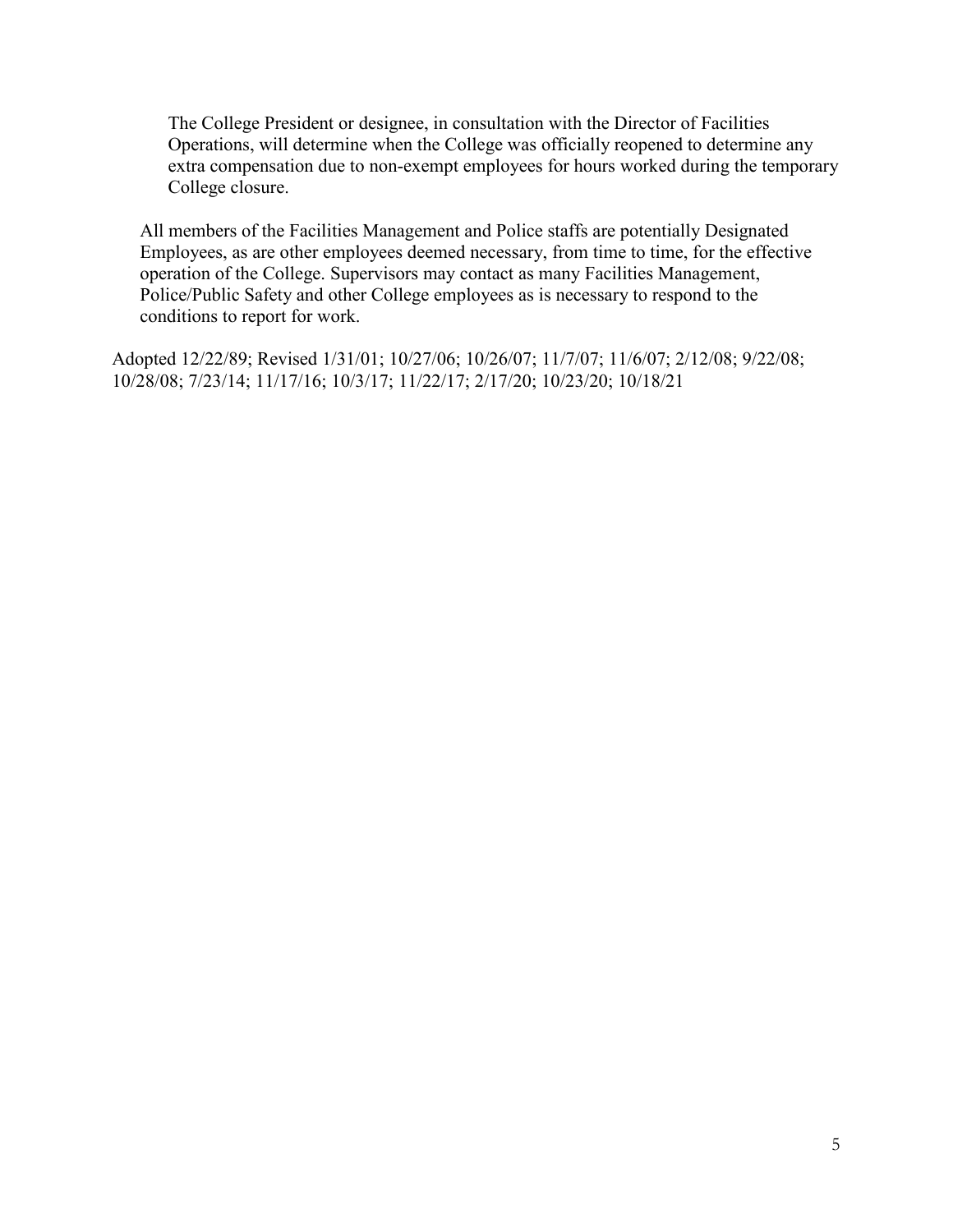The College President or designee, in consultation with the Director of Facilities Operations, will determine when the College was officially reopened to determine any extra compensation due to non-exempt employees for hours worked during the temporary College closure.

All members of the Facilities Management and Police staffs are potentially Designated Employees, as are other employees deemed necessary, from time to time, for the effective operation of the College. Supervisors may contact as many Facilities Management, Police/Public Safety and other College employees as is necessary to respond to the conditions to report for work.

Adopted 12/22/89; Revised 1/31/01; 10/27/06; 10/26/07; 11/7/07; 11/6/07; 2/12/08; 9/22/08; 10/28/08; 7/23/14; 11/17/16; 10/3/17; 11/22/17; 2/17/20; 10/23/20; 10/18/21